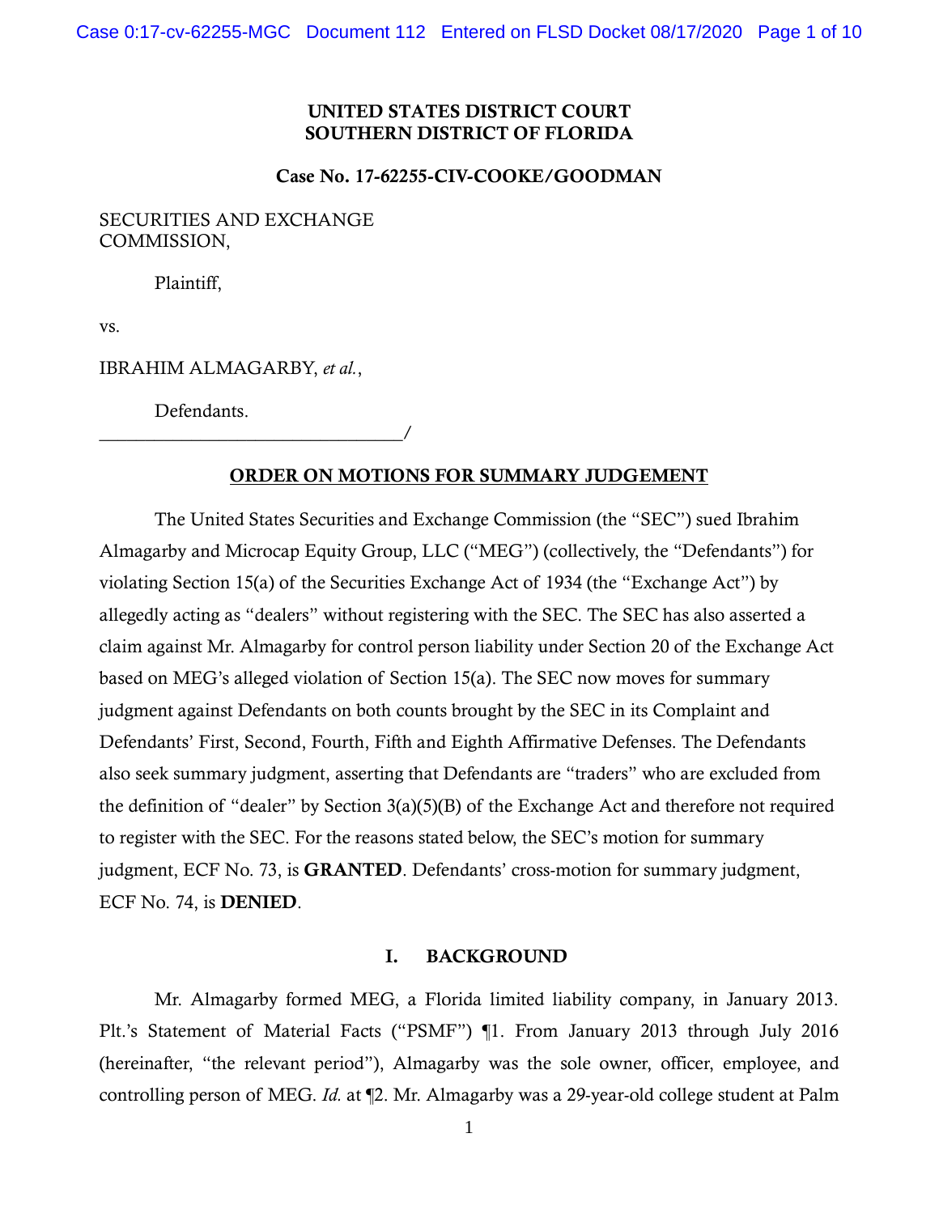**UNITED STATES DISTRICT COURT**
**SOUTHERN DISTRICT OF FLORIDA**

**Case No. 17-62255-CIV-COOKE/GOODMAN**

SECURITIES AND EXCHANGE COMMISSION,

Plaintiff,

vs.

IBRAHIM ALMAGARBY, *et al.*,

Defendants.
_______________________________/

**ORDER ON MOTIONS FOR SUMMARY JUDGEMENT**

The United States Securities and Exchange Commission (the "SEC") sued Ibrahim Almagarby and Microcap Equity Group, LLC ("MEG") (collectively, the "Defendants") for violating Section 15(a) of the Securities Exchange Act of 1934 (the "Exchange Act") by allegedly acting as "dealers" without registering with the SEC. The SEC has also asserted a claim against Mr. Almagarby for control person liability under Section 20 of the Exchange Act based on MEG's alleged violation of Section 15(a). The SEC now moves for summary judgment against Defendants on both counts brought by the SEC in its Complaint and Defendants' First, Second, Fourth, Fifth and Eighth Affirmative Defenses. The Defendants also seek summary judgment, asserting that Defendants are "traders" who are excluded from the definition of "dealer" by Section 3(a)(5)(B) of the Exchange Act and therefore not required to register with the SEC. For the reasons stated below, the SEC's motion for summary judgment, ECF No. 73, is **GRANTED**. Defendants' cross-motion for summary judgment, ECF No. 74, is **DENIED**.

## I. BACKGROUND

Mr. Almagarby formed MEG, a Florida limited liability company, in January 2013. Plt.'s Statement of Material Facts ("PSMF") ¶1. From January 2013 through July 2016 (hereinafter, "the relevant period"), Almagarby was the sole owner, officer, employee, and controlling person of MEG. *Id.* at ¶2. Mr. Almagarby was a 29-year-old college student at Palm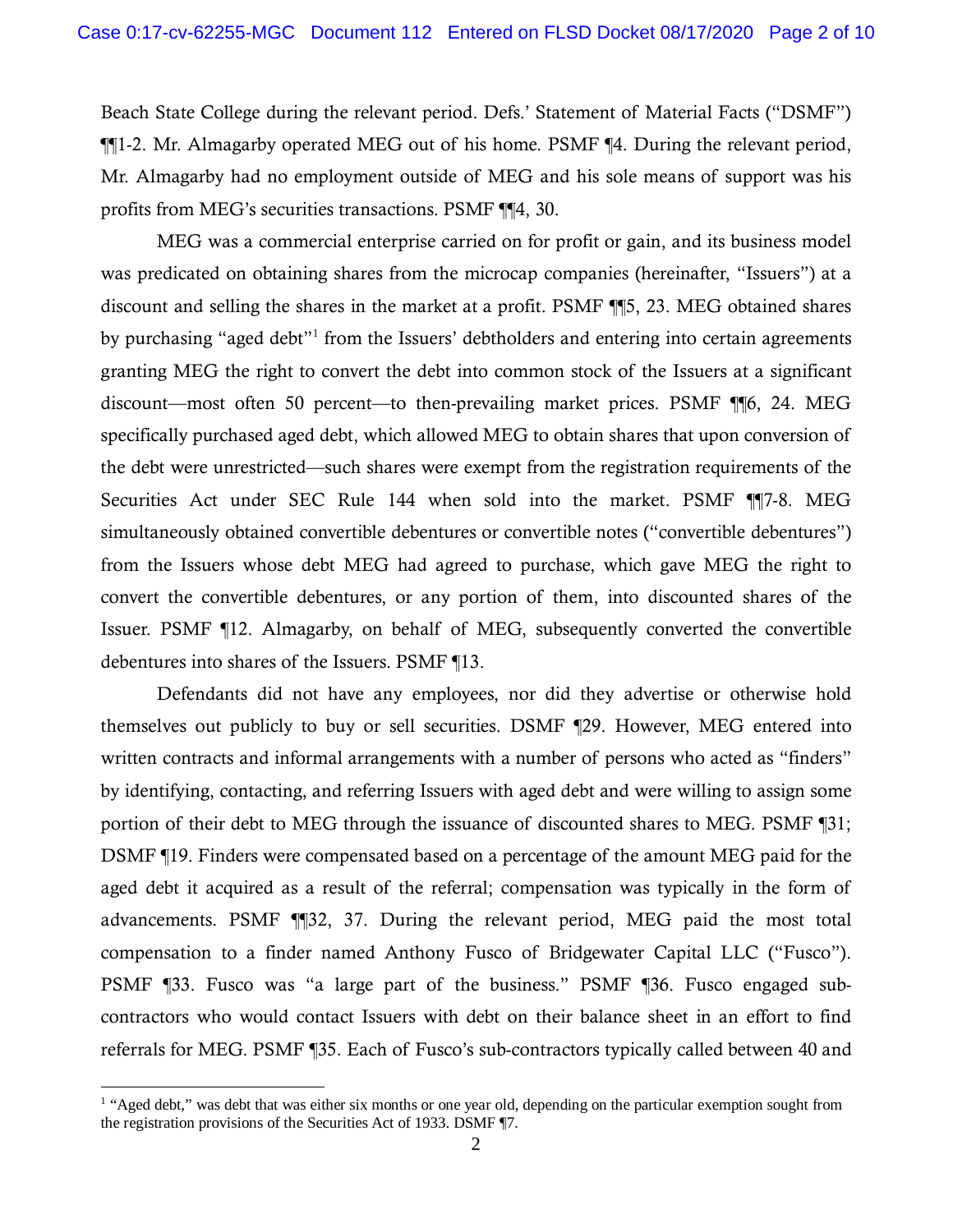Beach State College during the relevant period. Defs.' Statement of Material Facts ("DSMF") ¶¶1-2. Mr. Almagarby operated MEG out of his home. PSMF ¶4. During the relevant period, Mr. Almagarby had no employment outside of MEG and his sole means of support was his profits from MEG's securities transactions. PSMF ¶¶4, 30.

MEG was a commercial enterprise carried on for profit or gain, and its business model was predicated on obtaining shares from the microcap companies (hereinafter, "Issuers") at a discount and selling the shares in the market at a profit. PSMF ¶¶5, 23. MEG obtained shares by purchasing "aged debt"[1] from the Issuers' debtholders and entering into certain agreements granting MEG the right to convert the debt into common stock of the Issuers at a significant discount—most often 50 percent—to then-prevailing market prices. PSMF ¶¶6, 24. MEG specifically purchased aged debt, which allowed MEG to obtain shares that upon conversion of the debt were unrestricted—such shares were exempt from the registration requirements of the Securities Act under SEC Rule 144 when sold into the market. PSMF ¶¶7-8. MEG simultaneously obtained convertible debentures or convertible notes ("convertible debentures") from the Issuers whose debt MEG had agreed to purchase, which gave MEG the right to convert the convertible debentures, or any portion of them, into discounted shares of the Issuer. PSMF ¶12. Almagarby, on behalf of MEG, subsequently converted the convertible debentures into shares of the Issuers. PSMF ¶13.

Defendants did not have any employees, nor did they advertise or otherwise hold themselves out publicly to buy or sell securities. DSMF ¶29. However, MEG entered into written contracts and informal arrangements with a number of persons who acted as "finders" by identifying, contacting, and referring Issuers with aged debt and were willing to assign some portion of their debt to MEG through the issuance of discounted shares to MEG. PSMF ¶31; DSMF ¶19. Finders were compensated based on a percentage of the amount MEG paid for the aged debt it acquired as a result of the referral; compensation was typically in the form of advancements. PSMF ¶¶32, 37. During the relevant period, MEG paid the most total compensation to a finder named Anthony Fusco of Bridgewater Capital LLC ("Fusco"). PSMF ¶33. Fusco was "a large part of the business." PSMF ¶36. Fusco engaged sub-contractors who would contact Issuers with debt on their balance sheet in an effort to find referrals for MEG. PSMF ¶35. Each of Fusco's sub-contractors typically called between 40 and

[1] "Aged debt," was debt that was either six months or one year old, depending on the particular exemption sought from the registration provisions of the Securities Act of 1933. DSMF ¶7.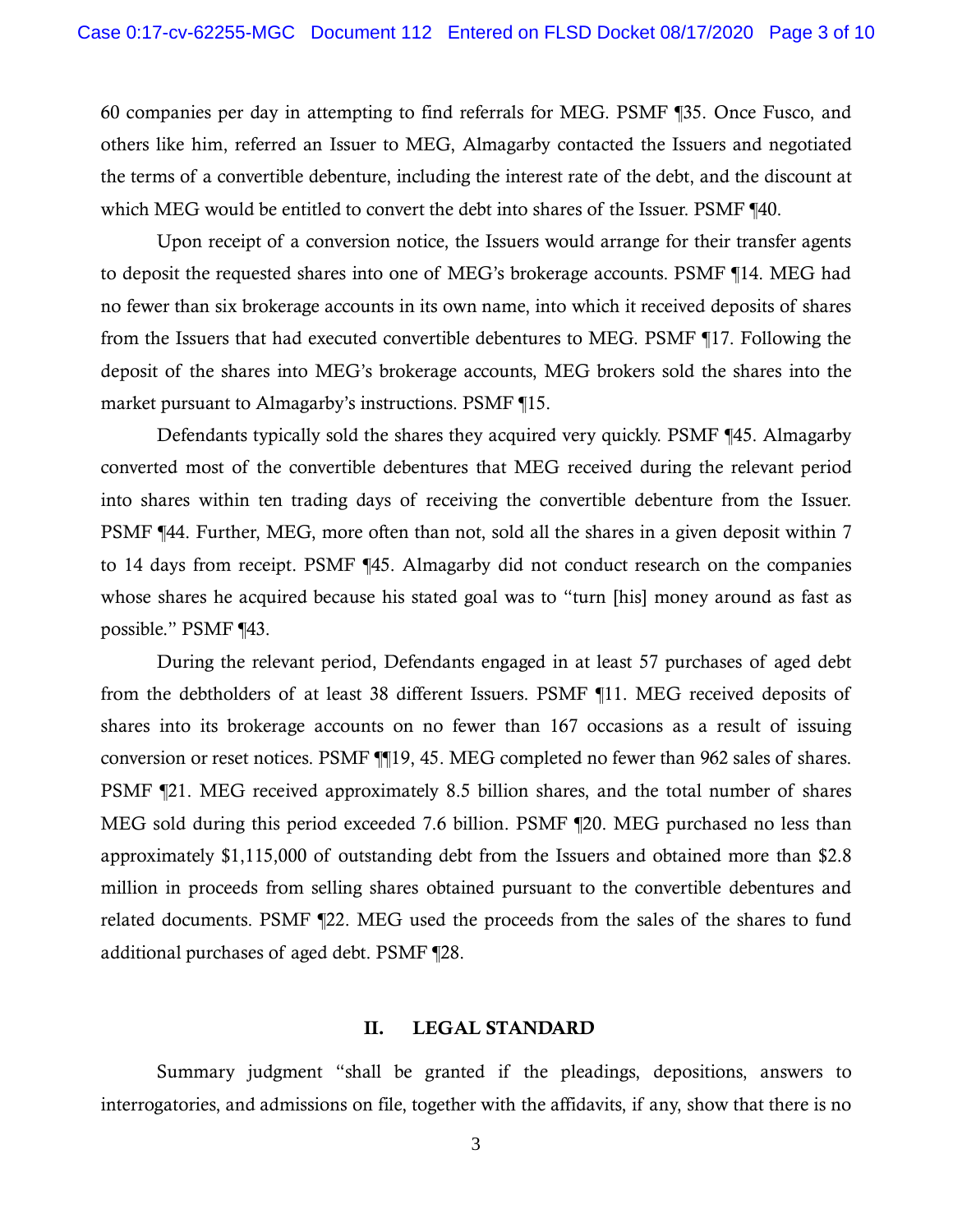60 companies per day in attempting to find referrals for MEG. PSMF ¶35. Once Fusco, and others like him, referred an Issuer to MEG, Almagarby contacted the Issuers and negotiated the terms of a convertible debenture, including the interest rate of the debt, and the discount at which MEG would be entitled to convert the debt into shares of the Issuer. PSMF ¶40.

Upon receipt of a conversion notice, the Issuers would arrange for their transfer agents to deposit the requested shares into one of MEG's brokerage accounts. PSMF ¶14. MEG had no fewer than six brokerage accounts in its own name, into which it received deposits of shares from the Issuers that had executed convertible debentures to MEG. PSMF ¶17. Following the deposit of the shares into MEG's brokerage accounts, MEG brokers sold the shares into the market pursuant to Almagarby's instructions. PSMF ¶15.

Defendants typically sold the shares they acquired very quickly. PSMF ¶45. Almagarby converted most of the convertible debentures that MEG received during the relevant period into shares within ten trading days of receiving the convertible debenture from the Issuer. PSMF ¶44. Further, MEG, more often than not, sold all the shares in a given deposit within 7 to 14 days from receipt. PSMF ¶45. Almagarby did not conduct research on the companies whose shares he acquired because his stated goal was to "turn [his] money around as fast as possible." PSMF ¶43.

During the relevant period, Defendants engaged in at least 57 purchases of aged debt from the debtholders of at least 38 different Issuers. PSMF ¶11. MEG received deposits of shares into its brokerage accounts on no fewer than 167 occasions as a result of issuing conversion or reset notices. PSMF ¶¶19, 45. MEG completed no fewer than 962 sales of shares. PSMF ¶21. MEG received approximately 8.5 billion shares, and the total number of shares MEG sold during this period exceeded 7.6 billion. PSMF ¶20. MEG purchased no less than approximately $1,115,000 of outstanding debt from the Issuers and obtained more than $2.8 million in proceeds from selling shares obtained pursuant to the convertible debentures and related documents. PSMF ¶22. MEG used the proceeds from the sales of the shares to fund additional purchases of aged debt. PSMF ¶28.

## II. LEGAL STANDARD

Summary judgment "shall be granted if the pleadings, depositions, answers to interrogatories, and admissions on file, together with the affidavits, if any, show that there is no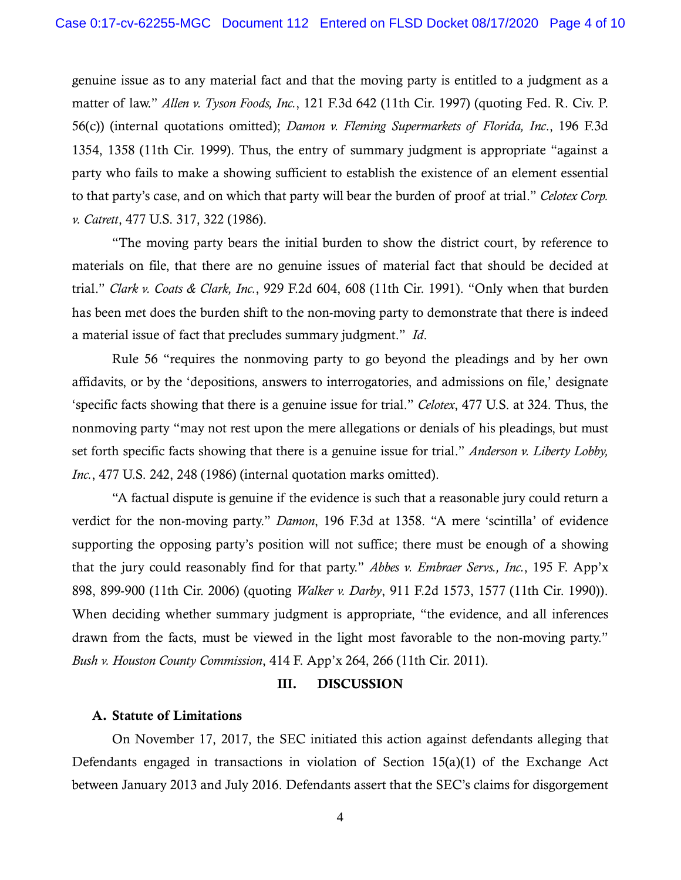genuine issue as to any material fact and that the moving party is entitled to a judgment as a matter of law." *Allen v. Tyson Foods, Inc.*, 121 F.3d 642 (11th Cir. 1997) (quoting Fed. R. Civ. P. 56(c)) (internal quotations omitted); *Damon v. Fleming Supermarkets of Florida, Inc.*, 196 F.3d 1354, 1358 (11th Cir. 1999). Thus, the entry of summary judgment is appropriate "against a party who fails to make a showing sufficient to establish the existence of an element essential to that party's case, and on which that party will bear the burden of proof at trial." *Celotex Corp. v. Catrett*, 477 U.S. 317, 322 (1986).

"The moving party bears the initial burden to show the district court, by reference to materials on file, that there are no genuine issues of material fact that should be decided at trial." *Clark v. Coats & Clark, Inc.*, 929 F.2d 604, 608 (11th Cir. 1991). "Only when that burden has been met does the burden shift to the non-moving party to demonstrate that there is indeed a material issue of fact that precludes summary judgment." *Id*.

Rule 56 "requires the nonmoving party to go beyond the pleadings and by her own affidavits, or by the 'depositions, answers to interrogatories, and admissions on file,' designate 'specific facts showing that there is a genuine issue for trial." *Celotex*, 477 U.S. at 324. Thus, the nonmoving party "may not rest upon the mere allegations or denials of his pleadings, but must set forth specific facts showing that there is a genuine issue for trial." *Anderson v. Liberty Lobby, Inc.*, 477 U.S. 242, 248 (1986) (internal quotation marks omitted).

"A factual dispute is genuine if the evidence is such that a reasonable jury could return a verdict for the non-moving party." *Damon*, 196 F.3d at 1358. "A mere 'scintilla' of evidence supporting the opposing party's position will not suffice; there must be enough of a showing that the jury could reasonably find for that party." *Abbes v. Embraer Servs., Inc.*, 195 F. App'x 898, 899-900 (11th Cir. 2006) (quoting *Walker v. Darby*, 911 F.2d 1573, 1577 (11th Cir. 1990)). When deciding whether summary judgment is appropriate, "the evidence, and all inferences drawn from the facts, must be viewed in the light most favorable to the non-moving party." *Bush v. Houston County Commission*, 414 F. App'x 264, 266 (11th Cir. 2011).

## III. DISCUSSION

### A. Statute of Limitations

On November 17, 2017, the SEC initiated this action against defendants alleging that Defendants engaged in transactions in violation of Section 15(a)(1) of the Exchange Act between January 2013 and July 2016. Defendants assert that the SEC's claims for disgorgement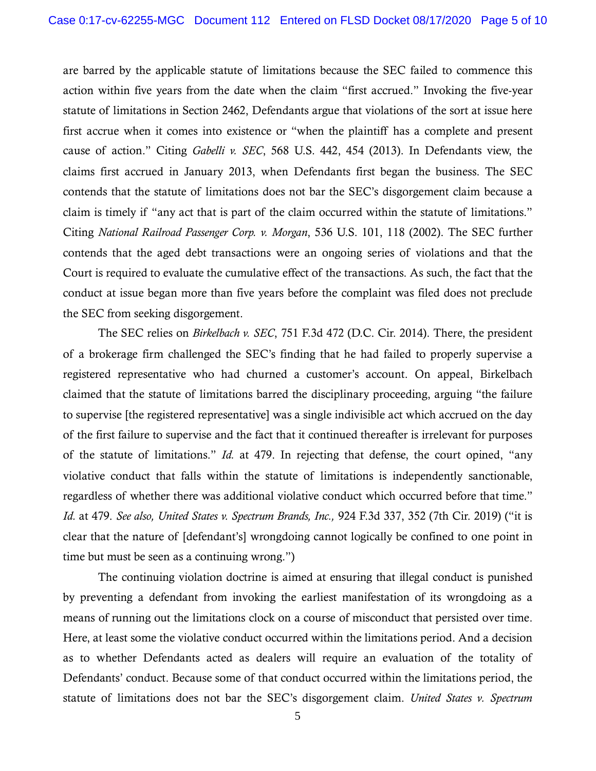are barred by the applicable statute of limitations because the SEC failed to commence this action within five years from the date when the claim "first accrued." Invoking the five-year statute of limitations in Section 2462, Defendants argue that violations of the sort at issue here first accrue when it comes into existence or "when the plaintiff has a complete and present cause of action." Citing *Gabelli v. SEC*, 568 U.S. 442, 454 (2013). In Defendants view, the claims first accrued in January 2013, when Defendants first began the business. The SEC contends that the statute of limitations does not bar the SEC's disgorgement claim because a claim is timely if "any act that is part of the claim occurred within the statute of limitations." Citing *National Railroad Passenger Corp. v. Morgan*, 536 U.S. 101, 118 (2002). The SEC further contends that the aged debt transactions were an ongoing series of violations and that the Court is required to evaluate the cumulative effect of the transactions. As such, the fact that the conduct at issue began more than five years before the complaint was filed does not preclude the SEC from seeking disgorgement.

The SEC relies on *Birkelbach v. SEC*, 751 F.3d 472 (D.C. Cir. 2014). There, the president of a brokerage firm challenged the SEC's finding that he had failed to properly supervise a registered representative who had churned a customer's account. On appeal, Birkelbach claimed that the statute of limitations barred the disciplinary proceeding, arguing "the failure to supervise [the registered representative] was a single indivisible act which accrued on the day of the first failure to supervise and the fact that it continued thereafter is irrelevant for purposes of the statute of limitations." *Id.* at 479. In rejecting that defense, the court opined, "any violative conduct that falls within the statute of limitations is independently sanctionable, regardless of whether there was additional violative conduct which occurred before that time." *Id.* at 479. *See also, United States v. Spectrum Brands, Inc.,* 924 F.3d 337, 352 (7th Cir. 2019) ("it is clear that the nature of [defendant's] wrongdoing cannot logically be confined to one point in time but must be seen as a continuing wrong.")

The continuing violation doctrine is aimed at ensuring that illegal conduct is punished by preventing a defendant from invoking the earliest manifestation of its wrongdoing as a means of running out the limitations clock on a course of misconduct that persisted over time. Here, at least some the violative conduct occurred within the limitations period. And a decision as to whether Defendants acted as dealers will require an evaluation of the totality of Defendants' conduct. Because some of that conduct occurred within the limitations period, the statute of limitations does not bar the SEC's disgorgement claim. *United States v. Spectrum*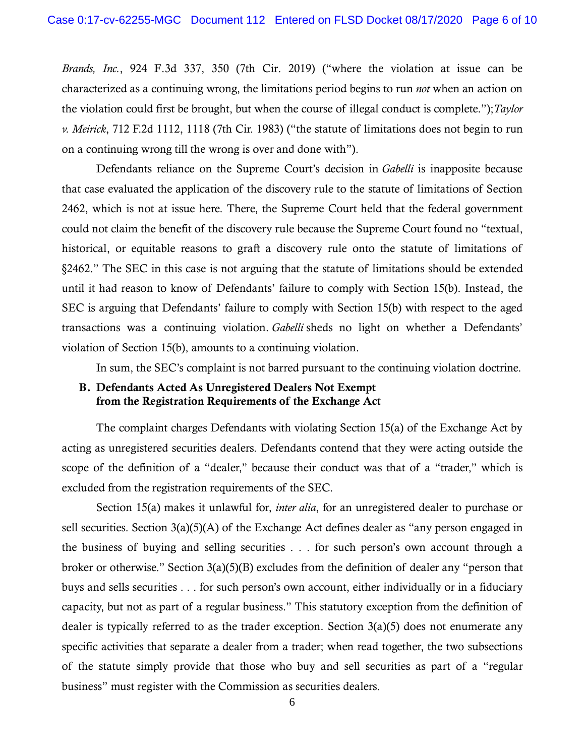*Brands, Inc.*, 924 F.3d 337, 350 (7th Cir. 2019) ("where the violation at issue can be characterized as a continuing wrong, the limitations period begins to run *not* when an action on the violation could first be brought, but when the course of illegal conduct is complete.");*Taylor v. Meirick*, 712 F.2d 1112, 1118 (7th Cir. 1983) ("the statute of limitations does not begin to run on a continuing wrong till the wrong is over and done with").

Defendants reliance on the Supreme Court's decision in *Gabelli* is inapposite because that case evaluated the application of the discovery rule to the statute of limitations of Section 2462, which is not at issue here. There, the Supreme Court held that the federal government could not claim the benefit of the discovery rule because the Supreme Court found no "textual, historical, or equitable reasons to graft a discovery rule onto the statute of limitations of §2462." The SEC in this case is not arguing that the statute of limitations should be extended until it had reason to know of Defendants' failure to comply with Section 15(b). Instead, the SEC is arguing that Defendants' failure to comply with Section 15(b) with respect to the aged transactions was a continuing violation. *Gabelli* sheds no light on whether a Defendants' violation of Section 15(b), amounts to a continuing violation.

In sum, the SEC's complaint is not barred pursuant to the continuing violation doctrine.

### B. Defendants Acted As Unregistered Dealers Not Exempt from the Registration Requirements of the Exchange Act

The complaint charges Defendants with violating Section 15(a) of the Exchange Act by acting as unregistered securities dealers. Defendants contend that they were acting outside the scope of the definition of a "dealer," because their conduct was that of a "trader," which is excluded from the registration requirements of the SEC.

Section 15(a) makes it unlawful for, *inter alia*, for an unregistered dealer to purchase or sell securities. Section 3(a)(5)(A) of the Exchange Act defines dealer as "any person engaged in the business of buying and selling securities . . . for such person's own account through a broker or otherwise." Section 3(a)(5)(B) excludes from the definition of dealer any "person that buys and sells securities . . . for such person's own account, either individually or in a fiduciary capacity, but not as part of a regular business." This statutory exception from the definition of dealer is typically referred to as the trader exception. Section 3(a)(5) does not enumerate any specific activities that separate a dealer from a trader; when read together, the two subsections of the statute simply provide that those who buy and sell securities as part of a "regular business" must register with the Commission as securities dealers.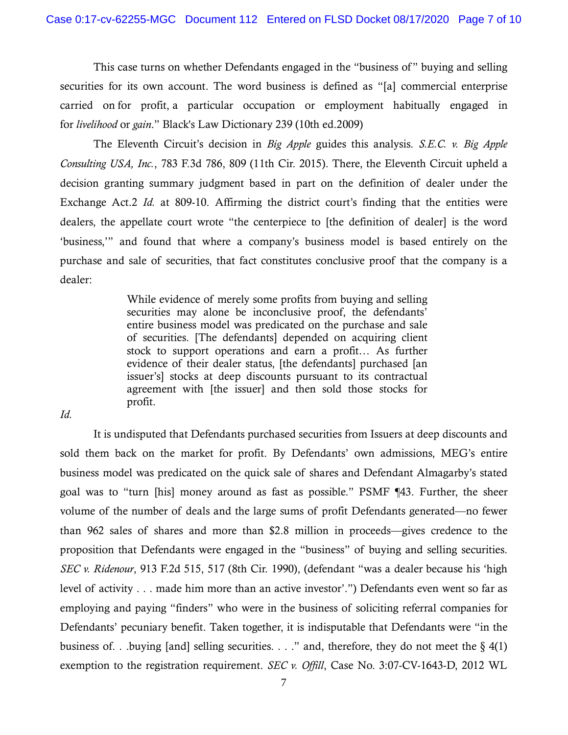This case turns on whether Defendants engaged in the "business of" buying and selling securities for its own account. The word business is defined as "[a] commercial enterprise carried on for profit, a particular occupation or employment habitually engaged in for *livelihood* or *gain*." Black's Law Dictionary 239 (10th ed.2009)

The Eleventh Circuit's decision in *Big Apple* guides this analysis. *S.E.C. v. Big Apple Consulting USA, Inc.*, 783 F.3d 786, 809 (11th Cir. 2015). There, the Eleventh Circuit upheld a decision granting summary judgment based in part on the definition of dealer under the Exchange Act.2 *Id.* at 809-10. Affirming the district court's finding that the entities were dealers, the appellate court wrote "the centerpiece to [the definition of dealer] is the word 'business,'" and found that where a company's business model is based entirely on the purchase and sale of securities, that fact constitutes conclusive proof that the company is a dealer:

> While evidence of merely some profits from buying and selling securities may alone be inconclusive proof, the defendants' entire business model was predicated on the purchase and sale of securities. [The defendants] depended on acquiring client stock to support operations and earn a profit… As further evidence of their dealer status, [the defendants] purchased [an issuer's] stocks at deep discounts pursuant to its contractual agreement with [the issuer] and then sold those stocks for profit.

*Id.*

It is undisputed that Defendants purchased securities from Issuers at deep discounts and sold them back on the market for profit. By Defendants' own admissions, MEG's entire business model was predicated on the quick sale of shares and Defendant Almagarby's stated goal was to "turn [his] money around as fast as possible." PSMF ¶43. Further, the sheer volume of the number of deals and the large sums of profit Defendants generated—no fewer than 962 sales of shares and more than $2.8 million in proceeds—gives credence to the proposition that Defendants were engaged in the "business" of buying and selling securities. *SEC v. Ridenour*, 913 F.2d 515, 517 (8th Cir. 1990), (defendant "was a dealer because his 'high level of activity . . . made him more than an active investor'.") Defendants even went so far as employing and paying "finders" who were in the business of soliciting referral companies for Defendants' pecuniary benefit. Taken together, it is indisputable that Defendants were "in the business of. . .buying [and] selling securities. . . ." and, therefore, they do not meet the § 4(1) exemption to the registration requirement. *SEC v. Offill*, Case No. 3:07-CV-1643-D, 2012 WL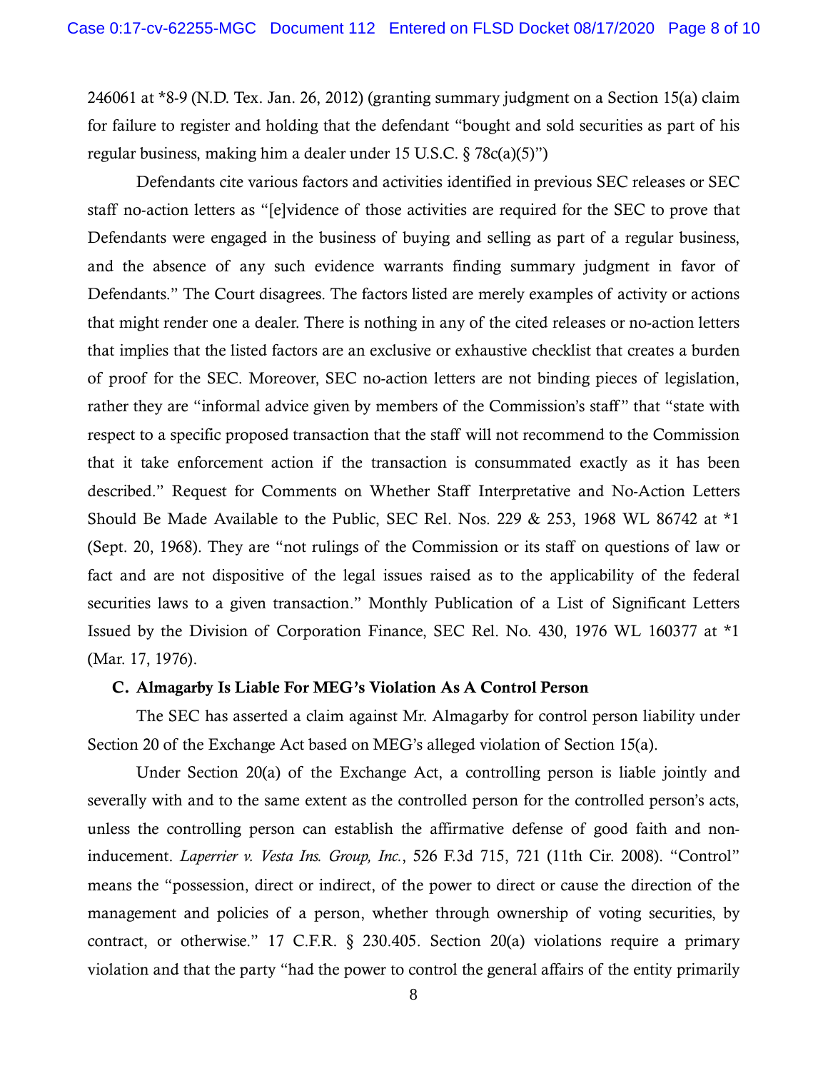246061 at *8-9 (N.D. Tex. Jan. 26, 2012) (granting summary judgment on a Section 15(a) claim for failure to register and holding that the defendant "bought and sold securities as part of his regular business, making him a dealer under 15 U.S.C. § 78c(a)(5)")

Defendants cite various factors and activities identified in previous SEC releases or SEC staff no-action letters as "[e]vidence of those activities are required for the SEC to prove that Defendants were engaged in the business of buying and selling as part of a regular business, and the absence of any such evidence warrants finding summary judgment in favor of Defendants." The Court disagrees. The factors listed are merely examples of activity or actions that might render one a dealer. There is nothing in any of the cited releases or no-action letters that implies that the listed factors are an exclusive or exhaustive checklist that creates a burden of proof for the SEC. Moreover, SEC no-action letters are not binding pieces of legislation, rather they are "informal advice given by members of the Commission's staff" that "state with respect to a specific proposed transaction that the staff will not recommend to the Commission that it take enforcement action if the transaction is consummated exactly as it has been described." Request for Comments on Whether Staff Interpretative and No-Action Letters Should Be Made Available to the Public, SEC Rel. Nos. 229 & 253, 1968 WL 86742 at *1 (Sept. 20, 1968). They are "not rulings of the Commission or its staff on questions of law or fact and are not dispositive of the legal issues raised as to the applicability of the federal securities laws to a given transaction." Monthly Publication of a List of Significant Letters Issued by the Division of Corporation Finance, SEC Rel. No. 430, 1976 WL 160377 at *1 (Mar. 17, 1976).

### C. Almagarby Is Liable For MEG's Violation As A Control Person

The SEC has asserted a claim against Mr. Almagarby for control person liability under Section 20 of the Exchange Act based on MEG's alleged violation of Section 15(a).

Under Section 20(a) of the Exchange Act, a controlling person is liable jointly and severally with and to the same extent as the controlled person for the controlled person's acts, unless the controlling person can establish the affirmative defense of good faith and non-inducement. *Laperrier v. Vesta Ins. Group, Inc.*, 526 F.3d 715, 721 (11th Cir. 2008). "Control" means the "possession, direct or indirect, of the power to direct or cause the direction of the management and policies of a person, whether through ownership of voting securities, by contract, or otherwise." 17 C.F.R. § 230.405. Section 20(a) violations require a primary violation and that the party "had the power to control the general affairs of the entity primarily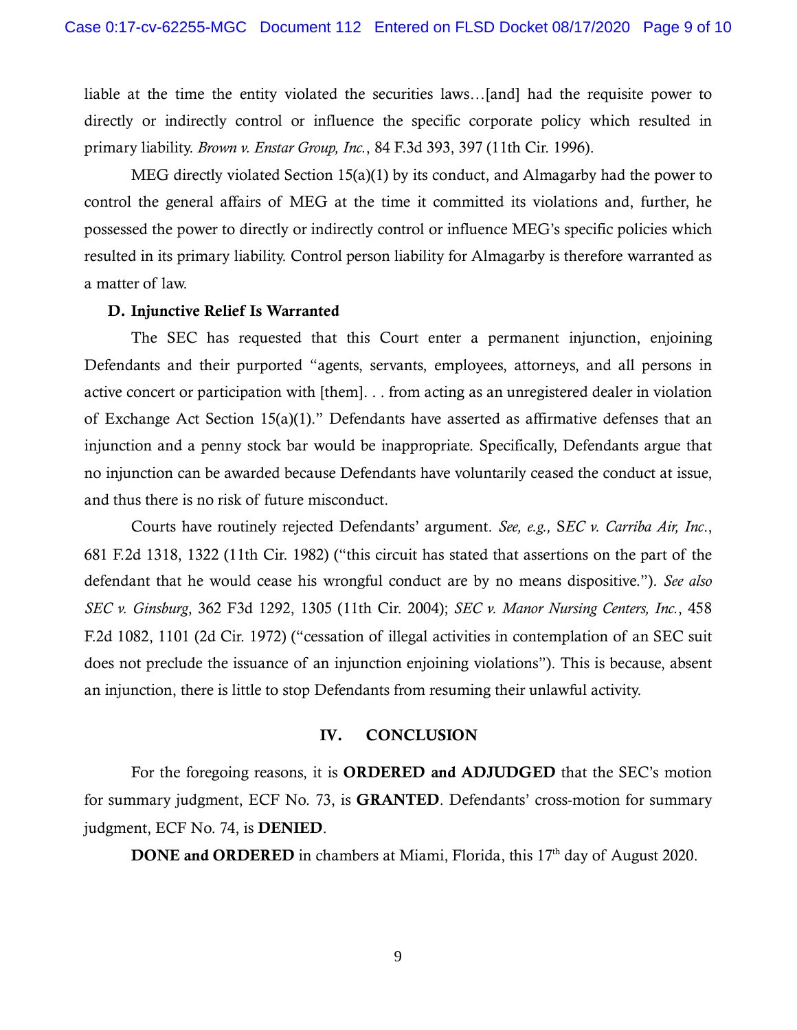liable at the time the entity violated the securities laws…[and] had the requisite power to directly or indirectly control or influence the specific corporate policy which resulted in primary liability. *Brown v. Enstar Group, Inc.*, 84 F.3d 393, 397 (11th Cir. 1996).

MEG directly violated Section 15(a)(1) by its conduct, and Almagarby had the power to control the general affairs of MEG at the time it committed its violations and, further, he possessed the power to directly or indirectly control or influence MEG's specific policies which resulted in its primary liability. Control person liability for Almagarby is therefore warranted as a matter of law.

### D. Injunctive Relief Is Warranted

The SEC has requested that this Court enter a permanent injunction, enjoining Defendants and their purported "agents, servants, employees, attorneys, and all persons in active concert or participation with [them]. . . from acting as an unregistered dealer in violation of Exchange Act Section 15(a)(1)." Defendants have asserted as affirmative defenses that an injunction and a penny stock bar would be inappropriate. Specifically, Defendants argue that no injunction can be awarded because Defendants have voluntarily ceased the conduct at issue, and thus there is no risk of future misconduct.

Courts have routinely rejected Defendants' argument. *See, e.g., SEC v. Carriba Air, Inc.*, 681 F.2d 1318, 1322 (11th Cir. 1982) ("this circuit has stated that assertions on the part of the defendant that he would cease his wrongful conduct are by no means dispositive."). *See also SEC v. Ginsburg*, 362 F3d 1292, 1305 (11th Cir. 2004); *SEC v. Manor Nursing Centers, Inc.*, 458 F.2d 1082, 1101 (2d Cir. 1972) ("cessation of illegal activities in contemplation of an SEC suit does not preclude the issuance of an injunction enjoining violations"). This is because, absent an injunction, there is little to stop Defendants from resuming their unlawful activity.

## IV. CONCLUSION

For the foregoing reasons, it is **ORDERED and ADJUDGED** that the SEC's motion for summary judgment, ECF No. 73, is **GRANTED**. Defendants' cross-motion for summary judgment, ECF No. 74, is **DENIED**.

**DONE and ORDERED** in chambers at Miami, Florida, this 17th day of August 2020.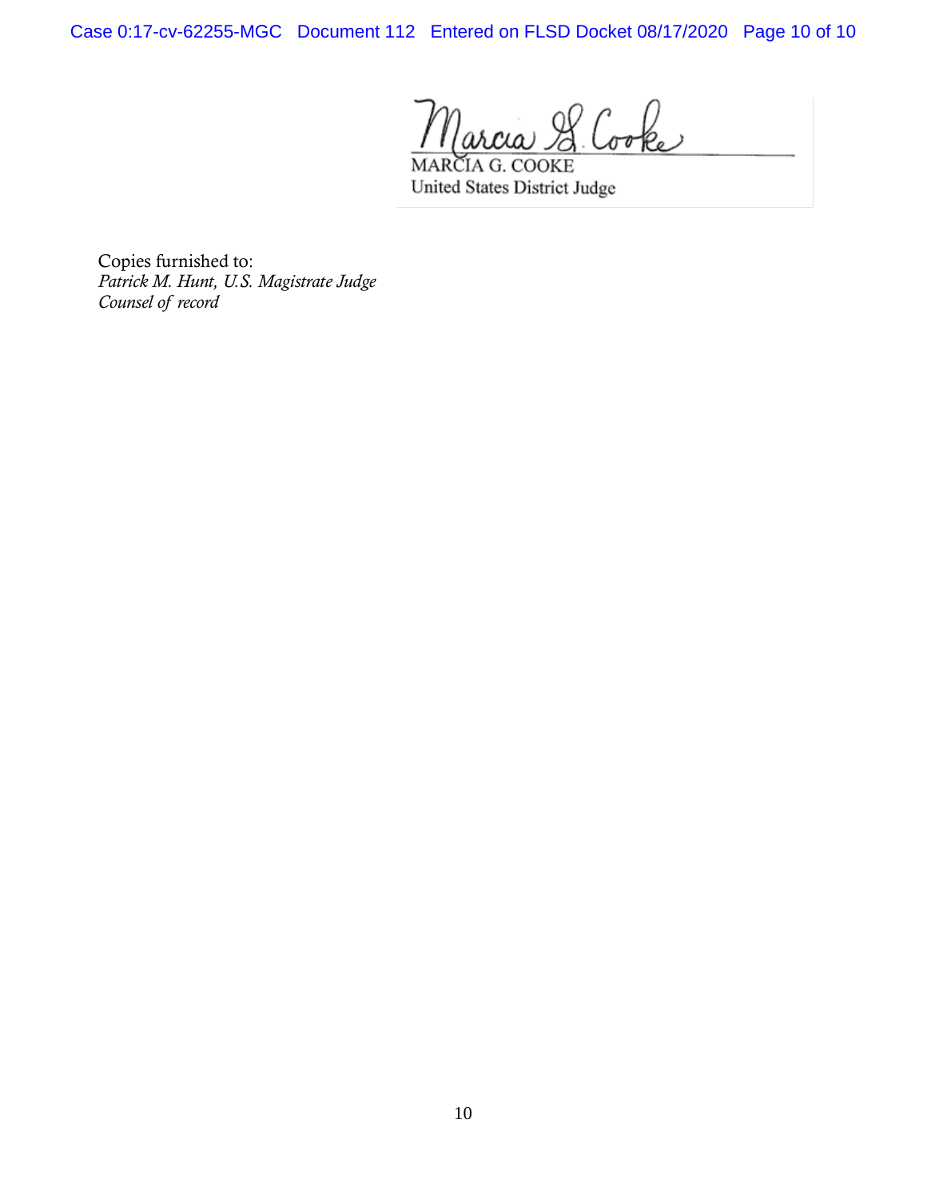MARCIA G. COOKE
United States District Judge

Copies furnished to:
*Patrick M. Hunt, U.S. Magistrate Judge*
*Counsel of record*